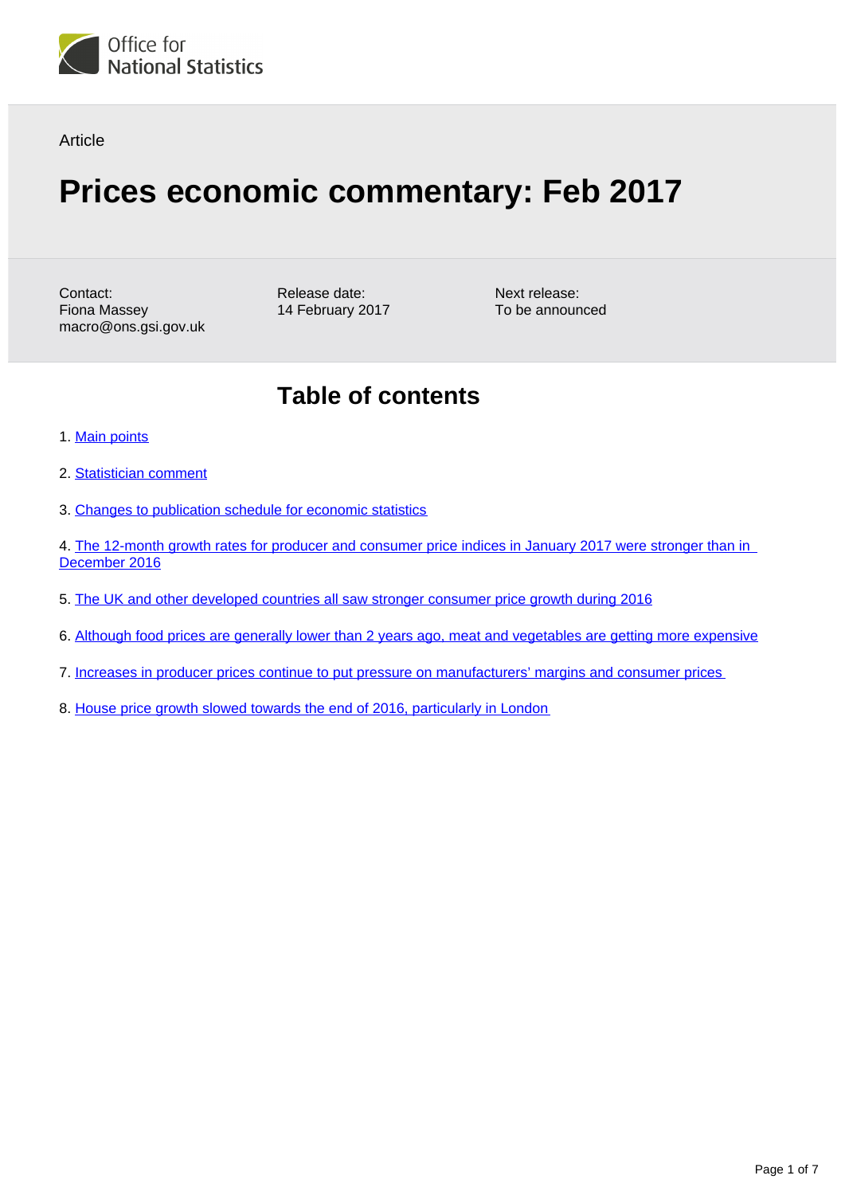Office for National Statistics

Article

# Prices economic commentary: Feb 2017

Contact:
Fiona Massey
macro@ons.gsi.gov.uk

Release date:
14 February 2017

Next release:
To be announced

## Table of contents

1. Main points
2. Statistician comment
3. Changes to publication schedule for economic statistics
4. The 12-month growth rates for producer and consumer price indices in January 2017 were stronger than in December 2016
5. The UK and other developed countries all saw stronger consumer price growth during 2016
6. Although food prices are generally lower than 2 years ago, meat and vegetables are getting more expensive
7. Increases in producer prices continue to put pressure on manufacturers' margins and consumer prices
8. House price growth slowed towards the end of 2016, particularly in London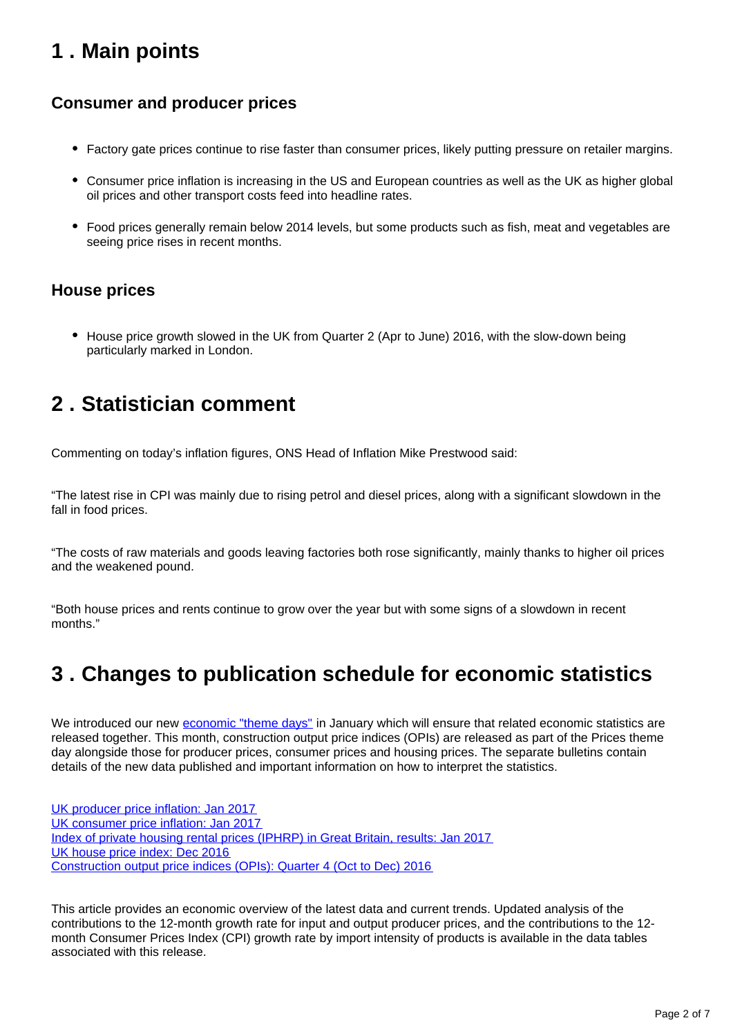## 1 . Main points

### Consumer and producer prices

- Factory gate prices continue to rise faster than consumer prices, likely putting pressure on retailer margins.
- Consumer price inflation is increasing in the US and European countries as well as the UK as higher global oil prices and other transport costs feed into headline rates.
- Food prices generally remain below 2014 levels, but some products such as fish, meat and vegetables are seeing price rises in recent months.

### House prices

- House price growth slowed in the UK from Quarter 2 (Apr to June) 2016, with the slow-down being particularly marked in London.

## 2 . Statistician comment

Commenting on today's inflation figures, ONS Head of Inflation Mike Prestwood said:

"The latest rise in CPI was mainly due to rising petrol and diesel prices, along with a significant slowdown in the fall in food prices.

"The costs of raw materials and goods leaving factories both rose significantly, mainly thanks to higher oil prices and the weakened pound.

"Both house prices and rents continue to grow over the year but with some signs of a slowdown in recent months."

## 3 . Changes to publication schedule for economic statistics

We introduced our new economic "theme days" in January which will ensure that related economic statistics are released together. This month, construction output price indices (OPIs) are released as part of the Prices theme day alongside those for producer prices, consumer prices and housing prices. The separate bulletins contain details of the new data published and important information on how to interpret the statistics.

UK producer price inflation: Jan 2017
UK consumer price inflation: Jan 2017
Index of private housing rental prices (IPHRP) in Great Britain, results: Jan 2017
UK house price index: Dec 2016
Construction output price indices (OPIs): Quarter 4 (Oct to Dec) 2016

This article provides an economic overview of the latest data and current trends. Updated analysis of the contributions to the 12-month growth rate for input and output producer prices, and the contributions to the 12-month Consumer Prices Index (CPI) growth rate by import intensity of products is available in the data tables associated with this release.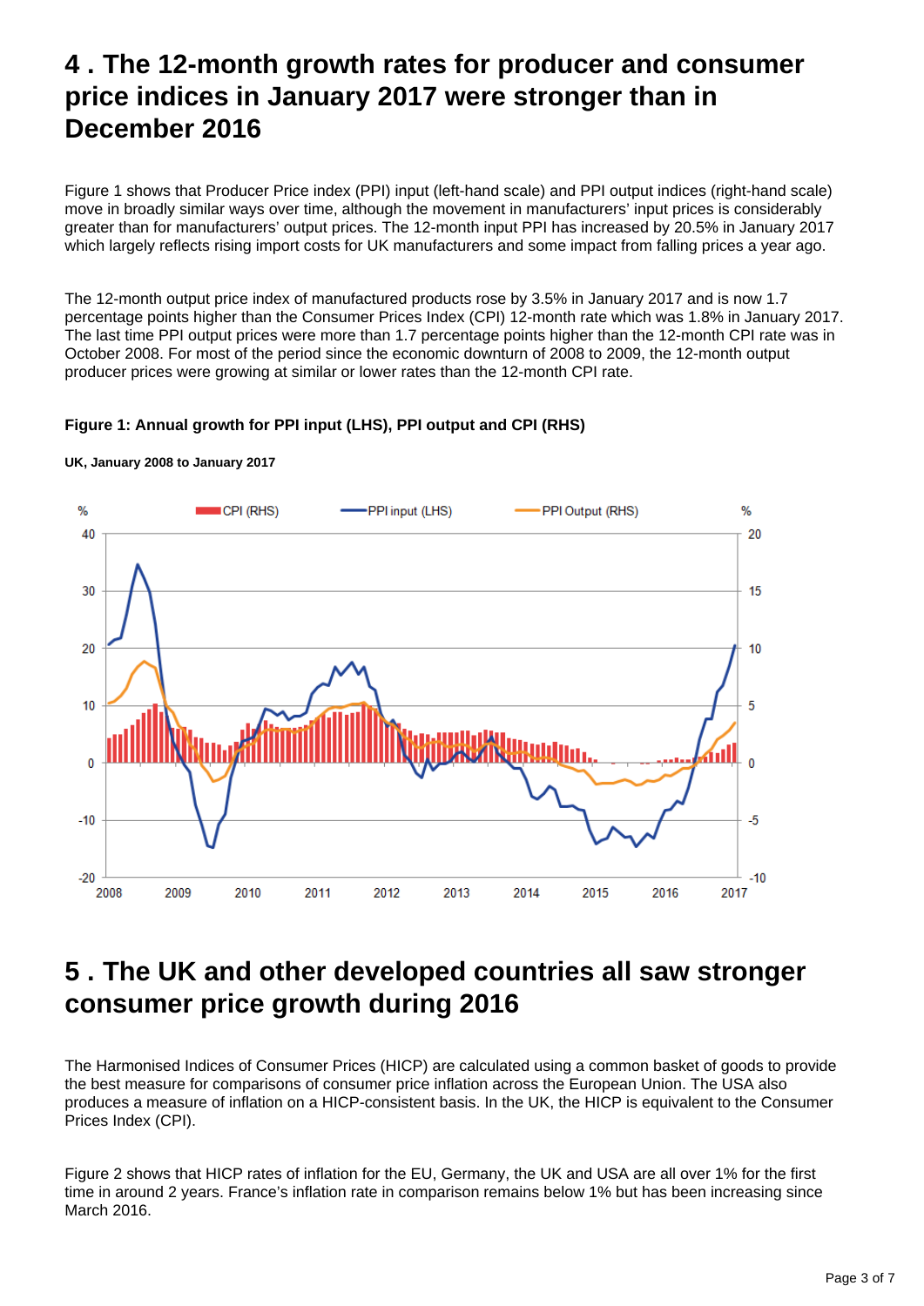## 4 . The 12-month growth rates for producer and consumer price indices in January 2017 were stronger than in December 2016

Figure 1 shows that Producer Price index (PPI) input (left-hand scale) and PPI output indices (right-hand scale) move in broadly similar ways over time, although the movement in manufacturers' input prices is considerably greater than for manufacturers' output prices. The 12-month input PPI has increased by 20.5% in January 2017 which largely reflects rising import costs for UK manufacturers and some impact from falling prices a year ago.

The 12-month output price index of manufactured products rose by 3.5% in January 2017 and is now 1.7 percentage points higher than the Consumer Prices Index (CPI) 12-month rate which was 1.8% in January 2017. The last time PPI output prices were more than 1.7 percentage points higher than the 12-month CPI rate was in October 2008. For most of the period since the economic downturn of 2008 to 2009, the 12-month output producer prices were growing at similar or lower rates than the 12-month CPI rate.

**Figure 1: Annual growth for PPI input (LHS), PPI output and CPI (RHS)**

**UK, January 2008 to January 2017**

## 5 . The UK and other developed countries all saw stronger consumer price growth during 2016

The Harmonised Indices of Consumer Prices (HICP) are calculated using a common basket of goods to provide the best measure for comparisons of consumer price inflation across the European Union. The USA also produces a measure of inflation on a HICP-consistent basis. In the UK, the HICP is equivalent to the Consumer Prices Index (CPI).

Figure 2 shows that HICP rates of inflation for the EU, Germany, the UK and USA are all over 1% for the first time in around 2 years. France's inflation rate in comparison remains below 1% but has been increasing since March 2016.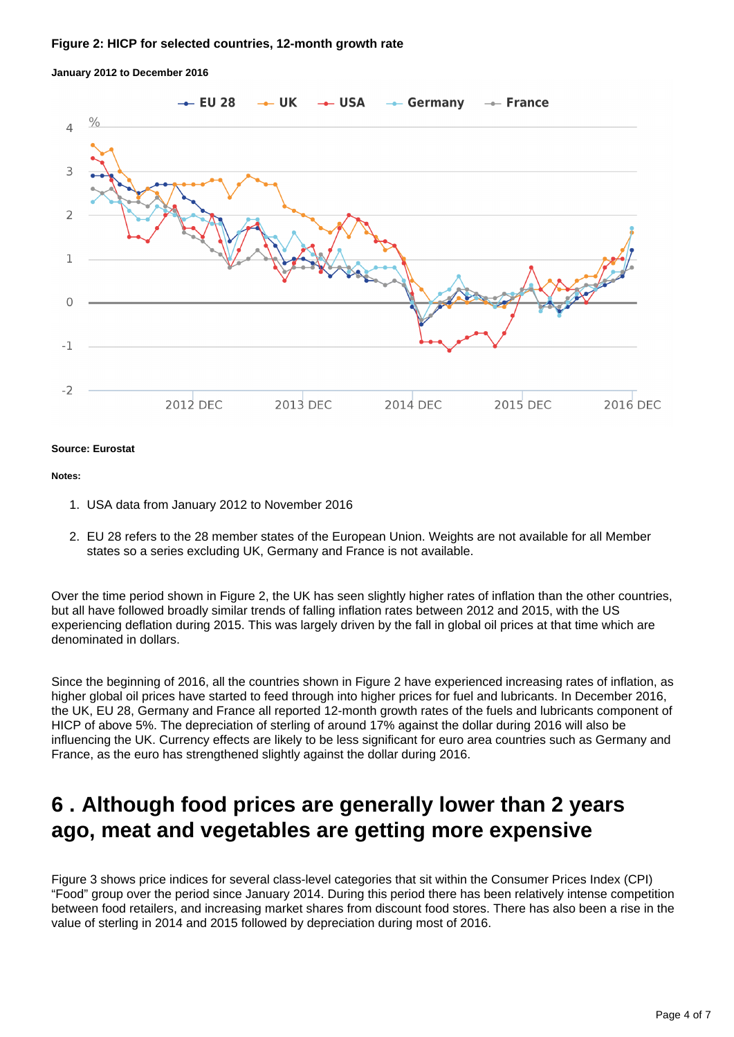**Figure 2: HICP for selected countries, 12-month growth rate**

**January 2012 to December 2016**

**Source: Eurostat**

**Notes:**

1. USA data from January 2012 to November 2016

2. EU 28 refers to the 28 member states of the European Union. Weights are not available for all Member states so a series excluding UK, Germany and France is not available.

Over the time period shown in Figure 2, the UK has seen slightly higher rates of inflation than the other countries, but all have followed broadly similar trends of falling inflation rates between 2012 and 2015, with the US experiencing deflation during 2015. This was largely driven by the fall in global oil prices at that time which are denominated in dollars.

Since the beginning of 2016, all the countries shown in Figure 2 have experienced increasing rates of inflation, as higher global oil prices have started to feed through into higher prices for fuel and lubricants. In December 2016, the UK, EU 28, Germany and France all reported 12-month growth rates of the fuels and lubricants component of HICP of above 5%. The depreciation of sterling of around 17% against the dollar during 2016 will also be influencing the UK. Currency effects are likely to be less significant for euro area countries such as Germany and France, as the euro has strengthened slightly against the dollar during 2016.

## 6 . Although food prices are generally lower than 2 years ago, meat and vegetables are getting more expensive

Figure 3 shows price indices for several class-level categories that sit within the Consumer Prices Index (CPI) “Food” group over the period since January 2014. During this period there has been relatively intense competition between food retailers, and increasing market shares from discount food stores. There has also been a rise in the value of sterling in 2014 and 2015 followed by depreciation during most of 2016.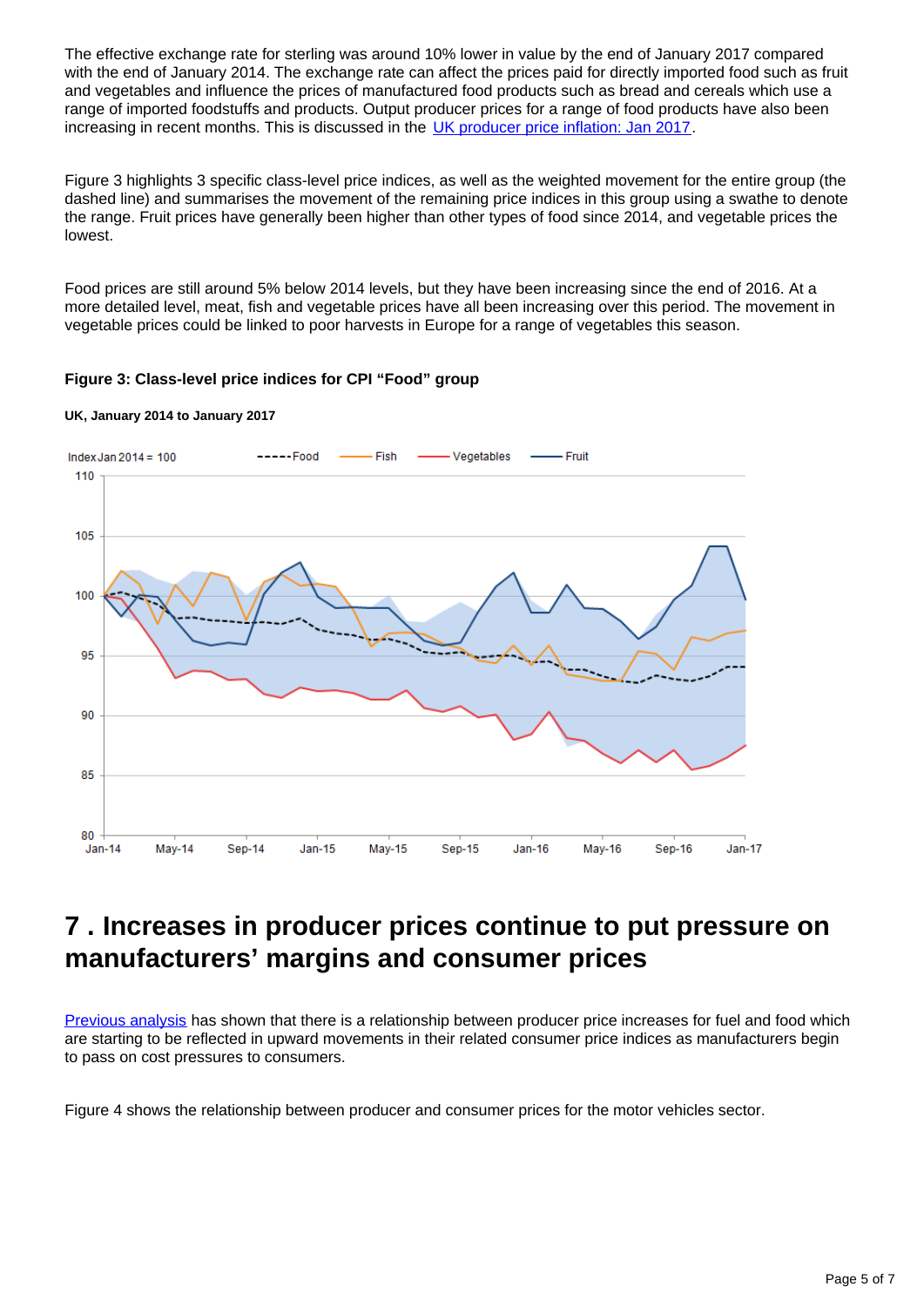The effective exchange rate for sterling was around 10% lower in value by the end of January 2017 compared with the end of January 2014. The exchange rate can affect the prices paid for directly imported food such as fruit and vegetables and influence the prices of manufactured food products such as bread and cereals which use a range of imported foodstuffs and products. Output producer prices for a range of food products have also been increasing in recent months. This is discussed in the [UK producer price inflation: Jan 2017](#).

Figure 3 highlights 3 specific class-level price indices, as well as the weighted movement for the entire group (the dashed line) and summarises the movement of the remaining price indices in this group using a swathe to denote the range. Fruit prices have generally been higher than other types of food since 2014, and vegetable prices the lowest.

Food prices are still around 5% below 2014 levels, but they have been increasing since the end of 2016. At a more detailed level, meat, fish and vegetable prices have all been increasing over this period. The movement in vegetable prices could be linked to poor harvests in Europe for a range of vegetables this season.

**Figure 3: Class-level price indices for CPI "Food" group**

**UK, January 2014 to January 2017**

## 7 . Increases in producer prices continue to put pressure on manufacturers' margins and consumer prices

[Previous analysis](#) has shown that there is a relationship between producer price increases for fuel and food which are starting to be reflected in upward movements in their related consumer price indices as manufacturers begin to pass on cost pressures to consumers.

Figure 4 shows the relationship between producer and consumer prices for the motor vehicles sector.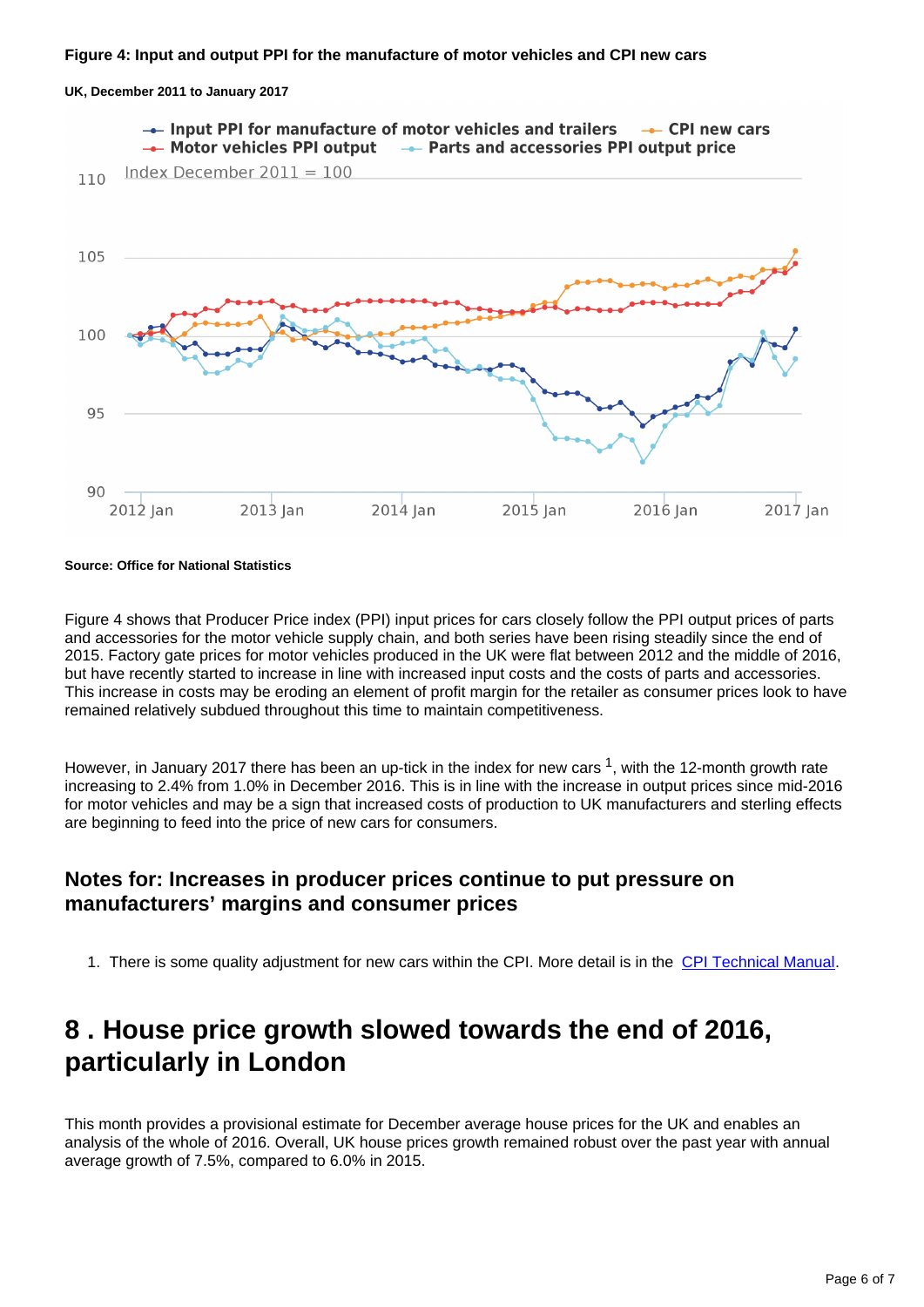**Figure 4: Input and output PPI for the manufacture of motor vehicles and CPI new cars**

**UK, December 2011 to January 2017**

**Source: Office for National Statistics**

Figure 4 shows that Producer Price index (PPI) input prices for cars closely follow the PPI output prices of parts and accessories for the motor vehicle supply chain, and both series have been rising steadily since the end of 2015. Factory gate prices for motor vehicles produced in the UK were flat between 2012 and the middle of 2016, but have recently started to increase in line with increased input costs and the costs of parts and accessories. This increase in costs may be eroding an element of profit margin for the retailer as consumer prices look to have remained relatively subdued throughout this time to maintain competitiveness.

However, in January 2017 there has been an up-tick in the index for new cars [1], with the 12-month growth rate increasing to 2.4% from 1.0% in December 2016. This is in line with the increase in output prices since mid-2016 for motor vehicles and may be a sign that increased costs of production to UK manufacturers and sterling effects are beginning to feed into the price of new cars for consumers.

### Notes for: Increases in producer prices continue to put pressure on manufacturers' margins and consumer prices

1. There is some quality adjustment for new cars within the CPI. More detail is in the CPI Technical Manual.

## 8 . House price growth slowed towards the end of 2016, particularly in London

This month provides a provisional estimate for December average house prices for the UK and enables an analysis of the whole of 2016. Overall, UK house prices growth remained robust over the past year with annual average growth of 7.5%, compared to 6.0% in 2015.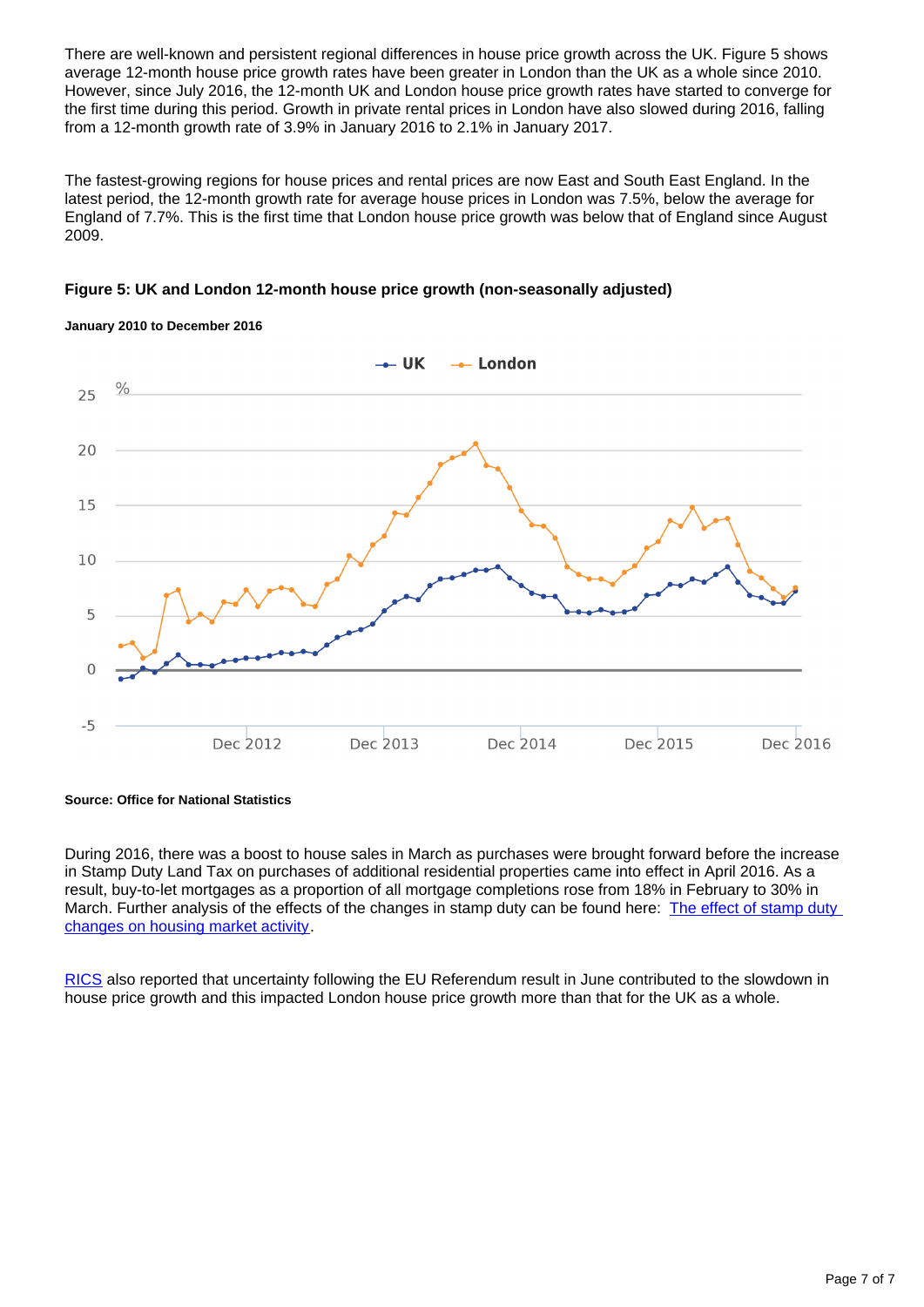There are well-known and persistent regional differences in house price growth across the UK. Figure 5 shows average 12-month house price growth rates have been greater in London than the UK as a whole since 2010. However, since July 2016, the 12-month UK and London house price growth rates have started to converge for the first time during this period. Growth in private rental prices in London have also slowed during 2016, falling from a 12-month growth rate of 3.9% in January 2016 to 2.1% in January 2017.

The fastest-growing regions for house prices and rental prices are now East and South East England. In the latest period, the 12-month growth rate for average house prices in London was 7.5%, below the average for England of 7.7%. This is the first time that London house price growth was below that of England since August 2009.

**Figure 5: UK and London 12-month house price growth (non-seasonally adjusted)**

**January 2010 to December 2016**

UK
London

%
25
20
15
10
5
0
-5

Dec 2012
Dec 2013
Dec 2014
Dec 2015
Dec 2016

**Source: Office for National Statistics**

During 2016, there was a boost to house sales in March as purchases were brought forward before the increase in Stamp Duty Land Tax on purchases of additional residential properties came into effect in April 2016. As a result, buy-to-let mortgages as a proportion of all mortgage completions rose from 18% in February to 30% in March. Further analysis of the effects of the changes in stamp duty can be found here: [The effect of stamp duty changes on housing market activity](#).

[RICS](#) also reported that uncertainty following the EU Referendum result in June contributed to the slowdown in house price growth and this impacted London house price growth more than that for the UK as a whole.